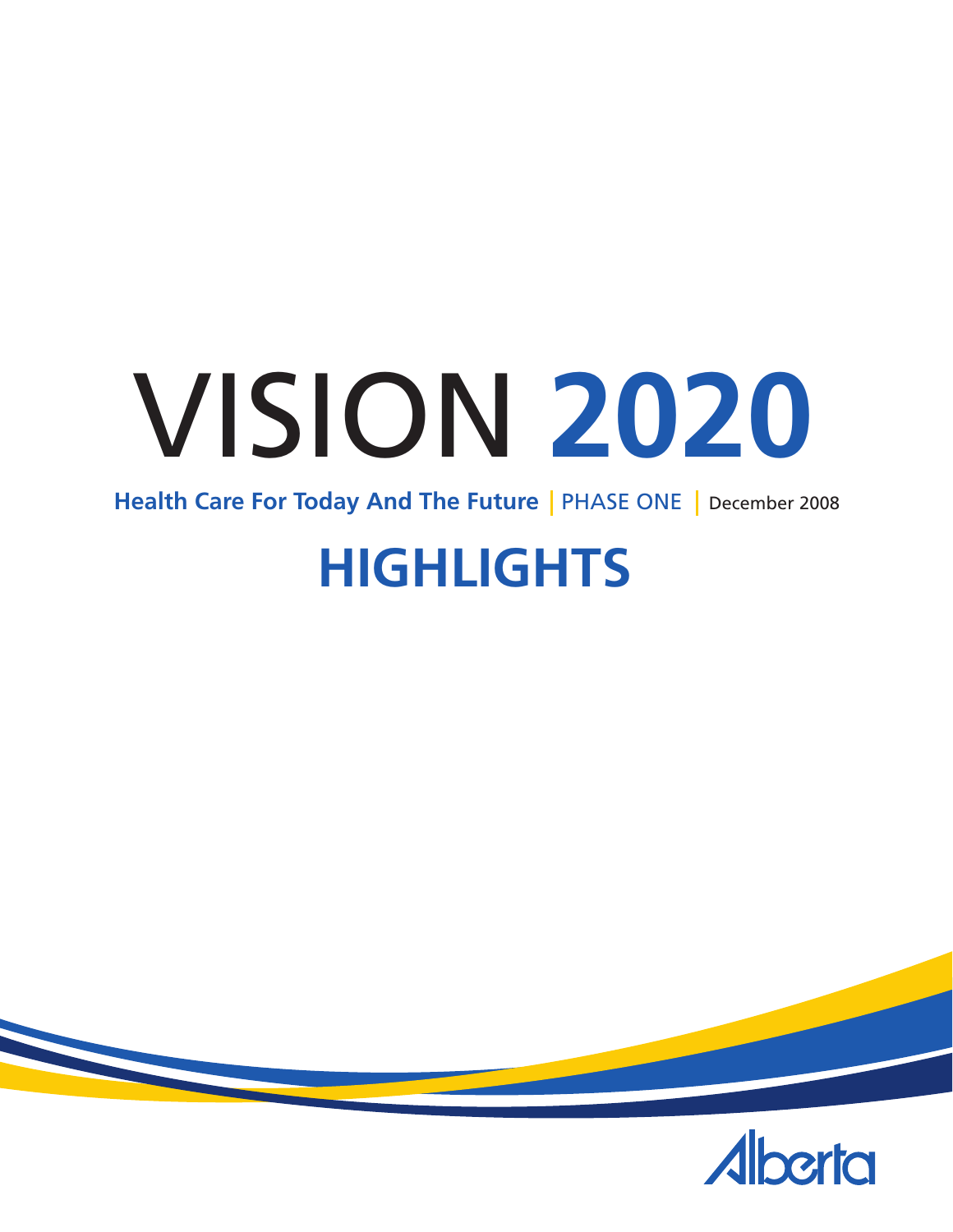# VISION 2020

**Health Care For Today And The Future** | PHASE ONE | December 2008

# HIGHLIGHTS

Alberta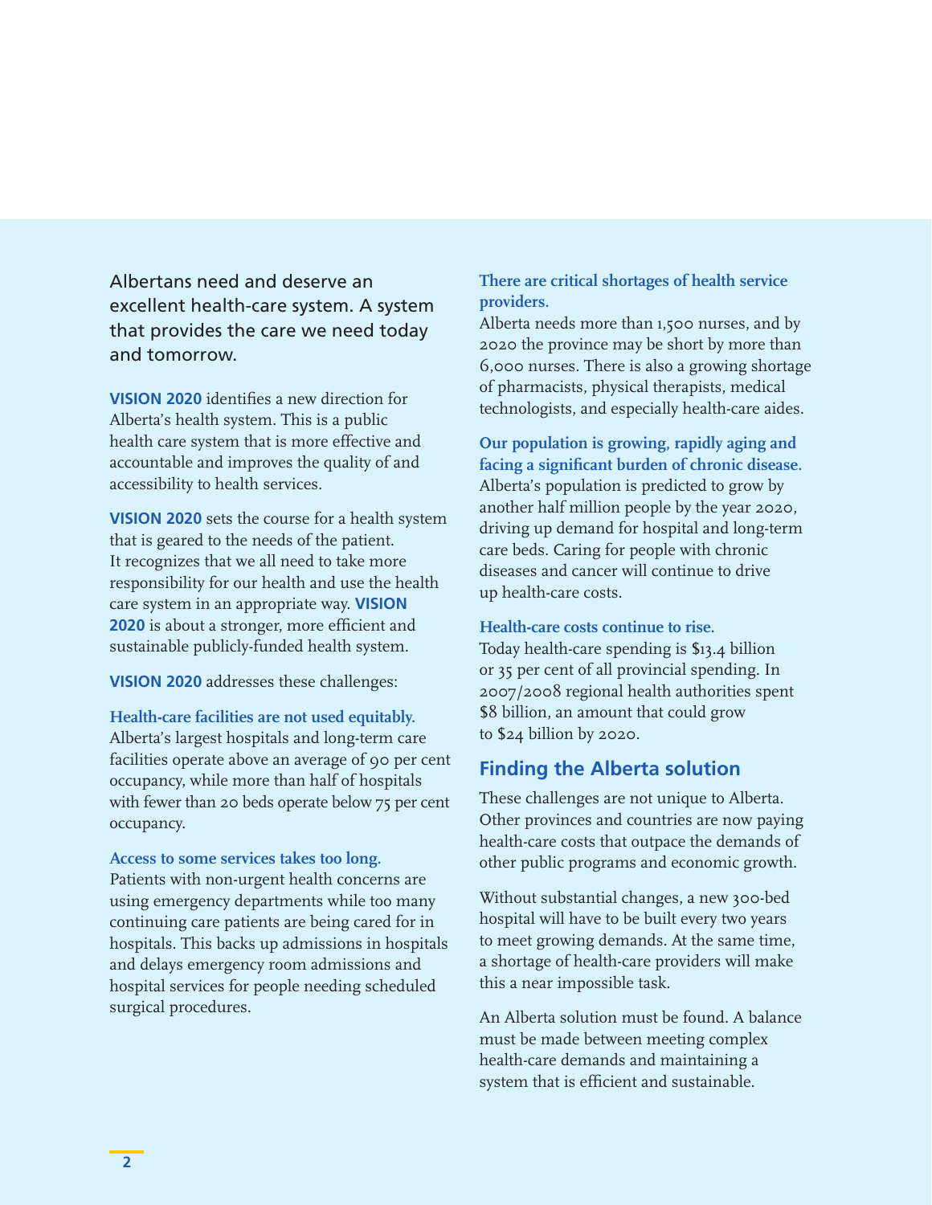Albertans need and deserve an excellent health-care system. A system that provides the care we need today and tomorrow.

**VISION 2020** identifies a new direction for Alberta's health system. This is a public health care system that is more effective and accountable and improves the quality of and accessibility to health services.

**VISION 2020** sets the course for a health system that is geared to the needs of the patient. It recognizes that we all need to take more responsibility for our health and use the health care system in an appropriate way. **VISION 2020** is about a stronger, more efficient and sustainable publicly-funded health system.

**VISION 2020** addresses these challenges:

**Health-care facilities are not used equitably.**
Alberta's largest hospitals and long-term care facilities operate above an average of 90 per cent occupancy, while more than half of hospitals with fewer than 20 beds operate below 75 per cent occupancy.

**Access to some services takes too long.**
Patients with non-urgent health concerns are using emergency departments while too many continuing care patients are being cared for in hospitals. This backs up admissions in hospitals and delays emergency room admissions and hospital services for people needing scheduled surgical procedures.

**There are critical shortages of health service providers.**
Alberta needs more than 1,500 nurses, and by 2020 the province may be short by more than 6,000 nurses. There is also a growing shortage of pharmacists, physical therapists, medical technologists, and especially health-care aides.

**Our population is growing, rapidly aging and facing a significant burden of chronic disease.**
Alberta's population is predicted to grow by another half million people by the year 2020, driving up demand for hospital and long-term care beds. Caring for people with chronic diseases and cancer will continue to drive up health-care costs.

**Health-care costs continue to rise.**
Today health-care spending is $13.4 billion or 35 per cent of all provincial spending. In 2007/2008 regional health authorities spent $8 billion, an amount that could grow to $24 billion by 2020.

## Finding the Alberta solution

These challenges are not unique to Alberta. Other provinces and countries are now paying health-care costs that outpace the demands of other public programs and economic growth.

Without substantial changes, a new 300-bed hospital will have to be built every two years to meet growing demands. At the same time, a shortage of health-care providers will make this a near impossible task.

An Alberta solution must be found. A balance must be made between meeting complex health-care demands and maintaining a system that is efficient and sustainable.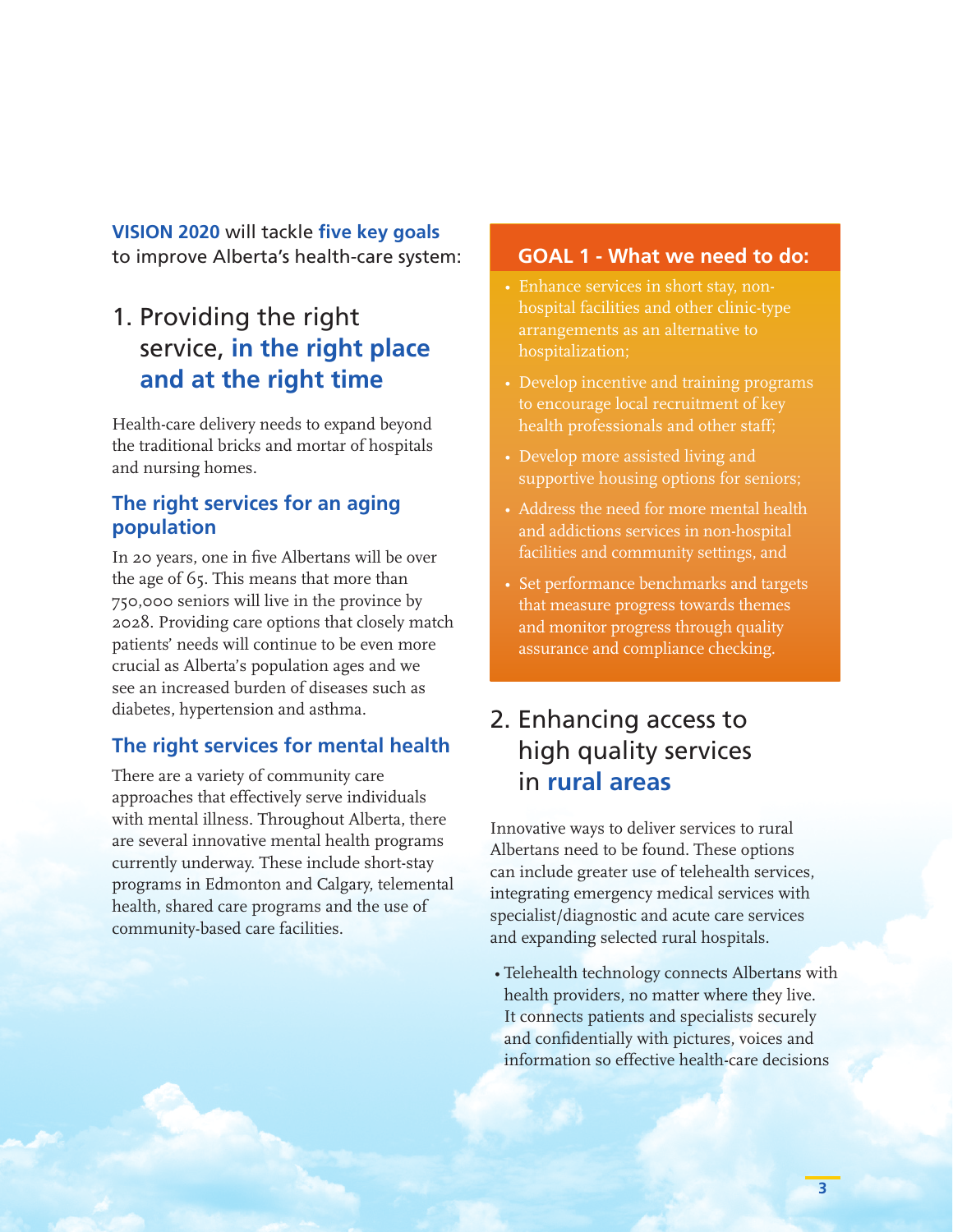**VISION 2020** will tackle **five key goals** to improve Alberta's health-care system:

## 1. Providing the right service, **in the right place and at the right time**

Health-care delivery needs to expand beyond the traditional bricks and mortar of hospitals and nursing homes.

### The right services for an aging population

In 20 years, one in five Albertans will be over the age of 65. This means that more than 750,000 seniors will live in the province by 2028. Providing care options that closely match patients' needs will continue to be even more crucial as Alberta's population ages and we see an increased burden of diseases such as diabetes, hypertension and asthma.

### The right services for mental health

There are a variety of community care approaches that effectively serve individuals with mental illness. Throughout Alberta, there are several innovative mental health programs currently underway. These include short-stay programs in Edmonton and Calgary, telemental health, shared care programs and the use of community-based care facilities.

### GOAL 1 - What we need to do:

- Enhance services in short stay, non-hospital facilities and other clinic-type arrangements as an alternative to hospitalization;
- Develop incentive and training programs to encourage local recruitment of key health professionals and other staff;
- Develop more assisted living and supportive housing options for seniors;
- Address the need for more mental health and addictions services in non-hospital facilities and community settings, and
- Set performance benchmarks and targets that measure progress towards themes and monitor progress through quality assurance and compliance checking.

## 2. Enhancing access to high quality services in **rural areas**

Innovative ways to deliver services to rural Albertans need to be found. These options can include greater use of telehealth services, integrating emergency medical services with specialist/diagnostic and acute care services and expanding selected rural hospitals.

- Telehealth technology connects Albertans with health providers, no matter where they live. It connects patients and specialists securely and confidentially with pictures, voices and information so effective health-care decisions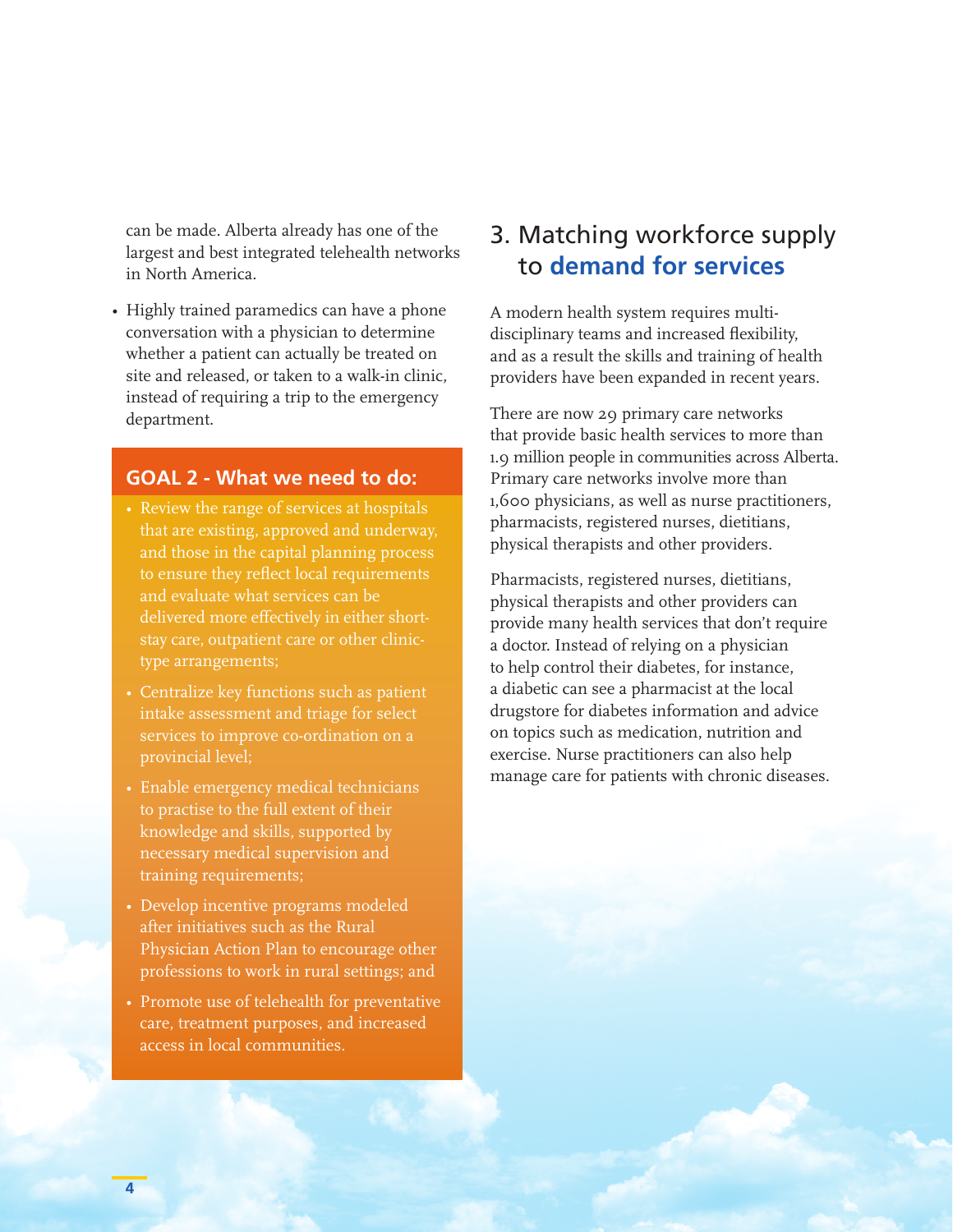can be made. Alberta already has one of the largest and best integrated telehealth networks in North America.

- Highly trained paramedics can have a phone conversation with a physician to determine whether a patient can actually be treated on site and released, or taken to a walk-in clinic, instead of requiring a trip to the emergency department.

**GOAL 2 - What we need to do:**

- Review the range of services at hospitals that are existing, approved and underway, and those in the capital planning process to ensure they reflect local requirements and evaluate what services can be delivered more effectively in either short-stay care, outpatient care or other clinic-type arrangements;
- Centralize key functions such as patient intake assessment and triage for select services to improve co-ordination on a provincial level;
- Enable emergency medical technicians to practise to the full extent of their knowledge and skills, supported by necessary medical supervision and training requirements;
- Develop incentive programs modeled after initiatives such as the Rural Physician Action Plan to encourage other professions to work in rural settings; and
- Promote use of telehealth for preventative care, treatment purposes, and increased access in local communities.

## 3. Matching workforce supply to **demand for services**

A modern health system requires multi-disciplinary teams and increased flexibility, and as a result the skills and training of health providers have been expanded in recent years.

There are now 29 primary care networks that provide basic health services to more than 1.9 million people in communities across Alberta. Primary care networks involve more than 1,600 physicians, as well as nurse practitioners, pharmacists, registered nurses, dietitians, physical therapists and other providers.

Pharmacists, registered nurses, dietitians, physical therapists and other providers can provide many health services that don't require a doctor. Instead of relying on a physician to help control their diabetes, for instance, a diabetic can see a pharmacist at the local drugstore for diabetes information and advice on topics such as medication, nutrition and exercise. Nurse practitioners can also help manage care for patients with chronic diseases.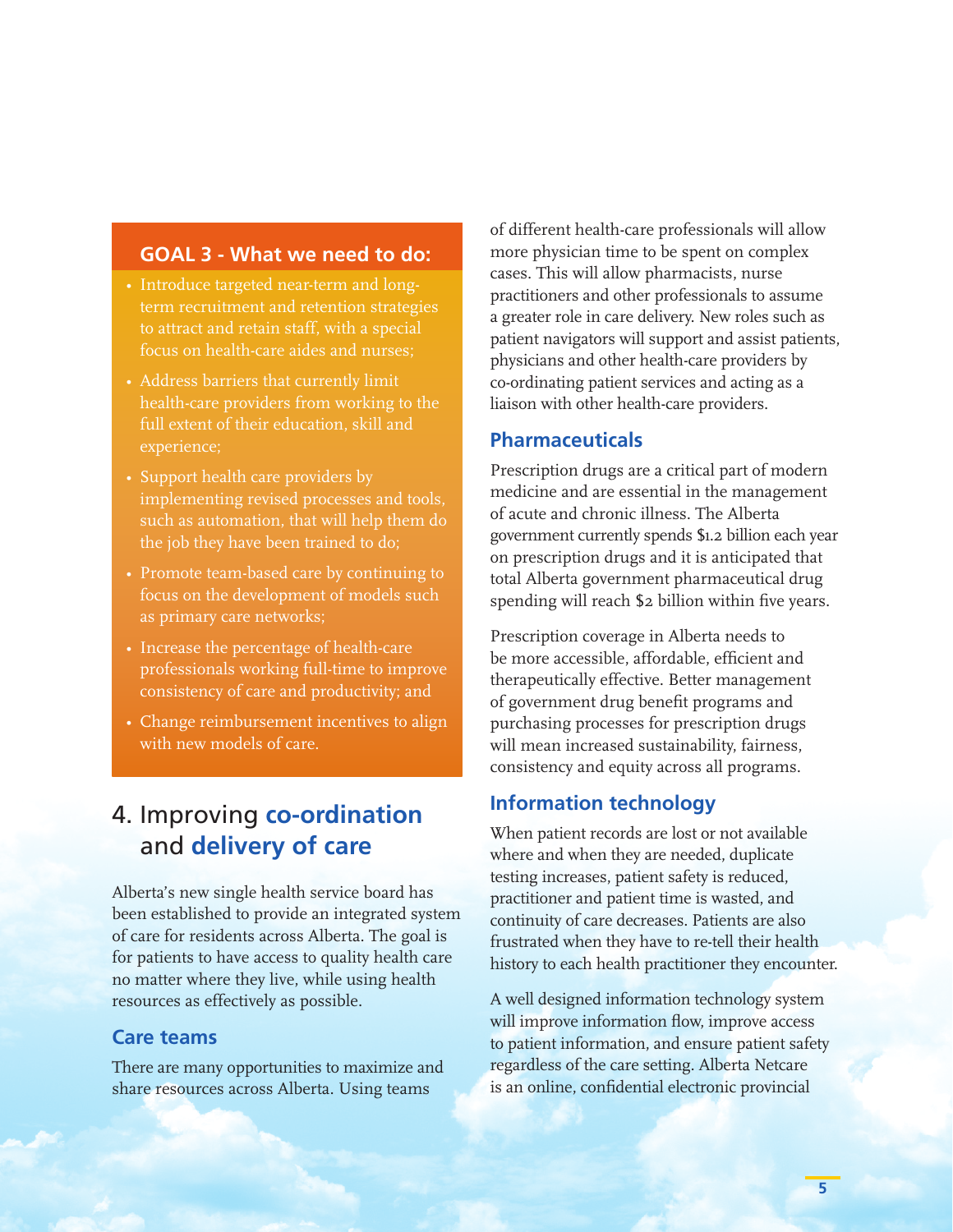### GOAL 3 - What we need to do:

- Introduce targeted near-term and long-term recruitment and retention strategies to attract and retain staff, with a special focus on health-care aides and nurses;
- Address barriers that currently limit health-care providers from working to the full extent of their education, skill and experience;
- Support health care providers by implementing revised processes and tools, such as automation, that will help them do the job they have been trained to do;
- Promote team-based care by continuing to focus on the development of models such as primary care networks;
- Increase the percentage of health-care professionals working full-time to improve consistency of care and productivity; and
- Change reimbursement incentives to align with new models of care.

## 4. Improving **co-ordination** and **delivery of care**

Alberta's new single health service board has been established to provide an integrated system of care for residents across Alberta. The goal is for patients to have access to quality health care no matter where they live, while using health resources as effectively as possible.

### Care teams

There are many opportunities to maximize and share resources across Alberta. Using teams of different health-care professionals will allow more physician time to be spent on complex cases. This will allow pharmacists, nurse practitioners and other professionals to assume a greater role in care delivery. New roles such as patient navigators will support and assist patients, physicians and other health-care providers by co-ordinating patient services and acting as a liaison with other health-care providers.

### Pharmaceuticals

Prescription drugs are a critical part of modern medicine and are essential in the management of acute and chronic illness. The Alberta government currently spends $1.2 billion each year on prescription drugs and it is anticipated that total Alberta government pharmaceutical drug spending will reach $2 billion within five years.

Prescription coverage in Alberta needs to be more accessible, affordable, efficient and therapeutically effective. Better management of government drug benefit programs and purchasing processes for prescription drugs will mean increased sustainability, fairness, consistency and equity across all programs.

### Information technology

When patient records are lost or not available where and when they are needed, duplicate testing increases, patient safety is reduced, practitioner and patient time is wasted, and continuity of care decreases. Patients are also frustrated when they have to re-tell their health history to each health practitioner they encounter.

A well designed information technology system will improve information flow, improve access to patient information, and ensure patient safety regardless of the care setting. Alberta Netcare is an online, confidential electronic provincial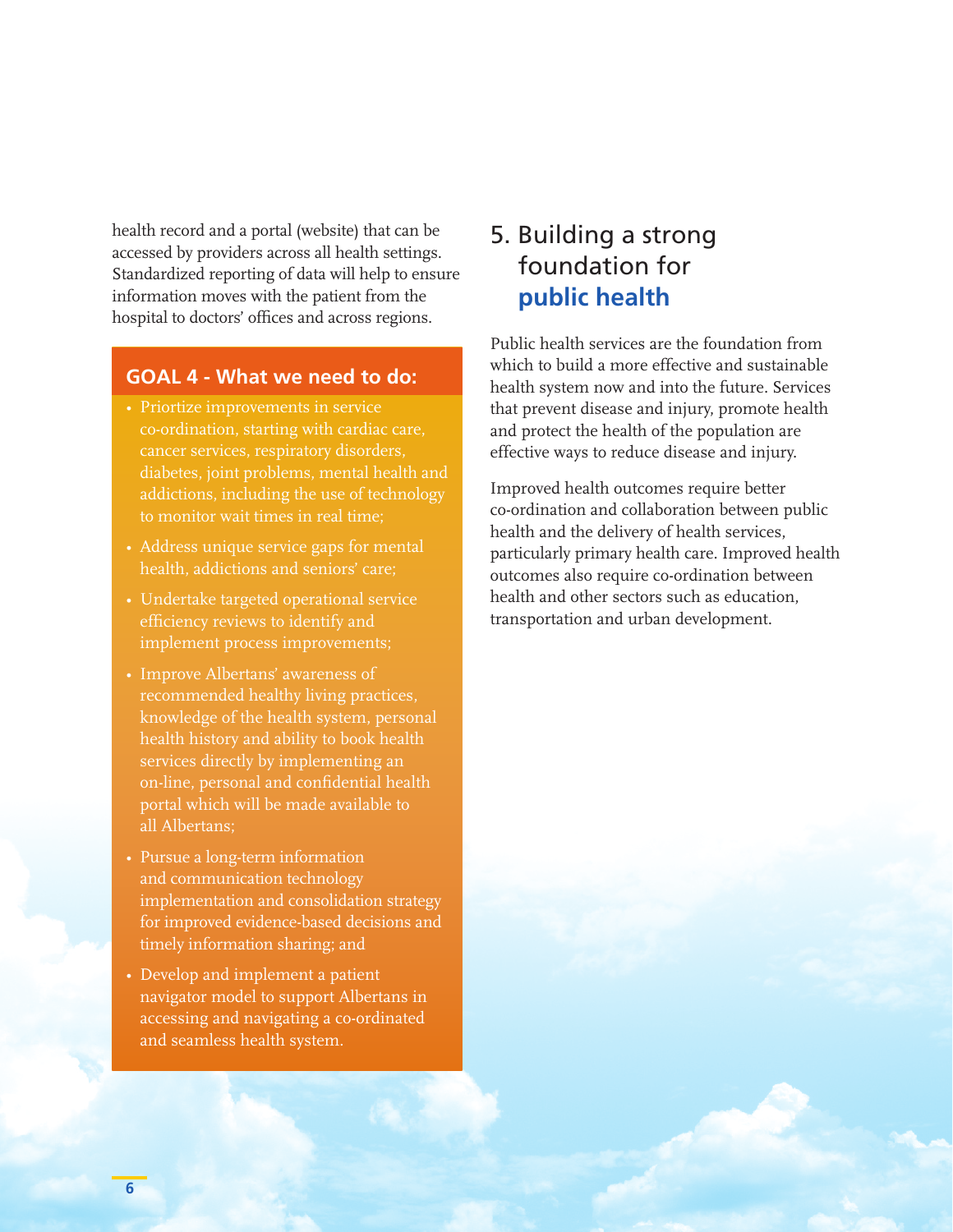health record and a portal (website) that can be accessed by providers across all health settings. Standardized reporting of data will help to ensure information moves with the patient from the hospital to doctors' offices and across regions.

### GOAL 4 - What we need to do:

- Priortize improvements in service co-ordination, starting with cardiac care, cancer services, respiratory disorders, diabetes, joint problems, mental health and addictions, including the use of technology to monitor wait times in real time;
- Address unique service gaps for mental health, addictions and seniors' care;
- Undertake targeted operational service efficiency reviews to identify and implement process improvements;
- Improve Albertans' awareness of recommended healthy living practices, knowledge of the health system, personal health history and ability to book health services directly by implementing an on-line, personal and confidential health portal which will be made available to all Albertans;
- Pursue a long-term information and communication technology implementation and consolidation strategy for improved evidence-based decisions and timely information sharing; and
- Develop and implement a patient navigator model to support Albertans in accessing and navigating a co-ordinated and seamless health system.

## 5. Building a strong foundation for **public health**

Public health services are the foundation from which to build a more effective and sustainable health system now and into the future. Services that prevent disease and injury, promote health and protect the health of the population are effective ways to reduce disease and injury.

Improved health outcomes require better co-ordination and collaboration between public health and the delivery of health services, particularly primary health care. Improved health outcomes also require co-ordination between health and other sectors such as education, transportation and urban development.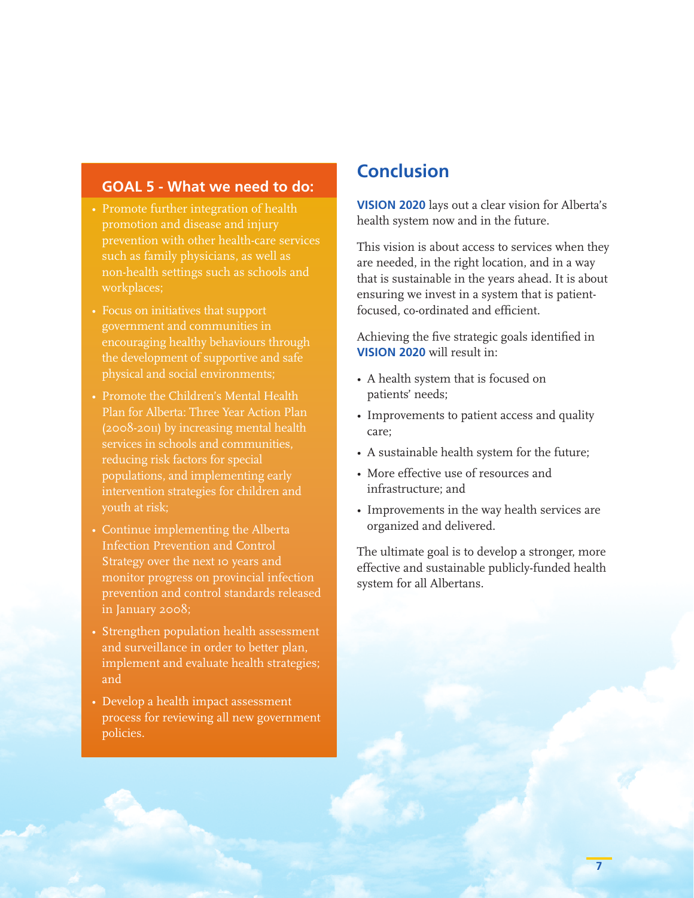### GOAL 5 - What we need to do:

- Promote further integration of health promotion and disease and injury prevention with other health-care services such as family physicians, as well as non-health settings such as schools and workplaces;
- Focus on initiatives that support government and communities in encouraging healthy behaviours through the development of supportive and safe physical and social environments;
- Promote the Children's Mental Health Plan for Alberta: Three Year Action Plan (2008-2011) by increasing mental health services in schools and communities, reducing risk factors for special populations, and implementing early intervention strategies for children and youth at risk;
- Continue implementing the Alberta Infection Prevention and Control Strategy over the next 10 years and monitor progress on provincial infection prevention and control standards released in January 2008;
- Strengthen population health assessment and surveillance in order to better plan, implement and evaluate health strategies; and
- Develop a health impact assessment process for reviewing all new government policies.

## Conclusion

**VISION 2020** lays out a clear vision for Alberta's health system now and in the future.

This vision is about access to services when they are needed, in the right location, and in a way that is sustainable in the years ahead. It is about ensuring we invest in a system that is patient-focused, co-ordinated and efficient.

Achieving the five strategic goals identified in **VISION 2020** will result in:

- A health system that is focused on patients' needs;
- Improvements to patient access and quality care;
- A sustainable health system for the future;
- More effective use of resources and infrastructure; and
- Improvements in the way health services are organized and delivered.

The ultimate goal is to develop a stronger, more effective and sustainable publicly-funded health system for all Albertans.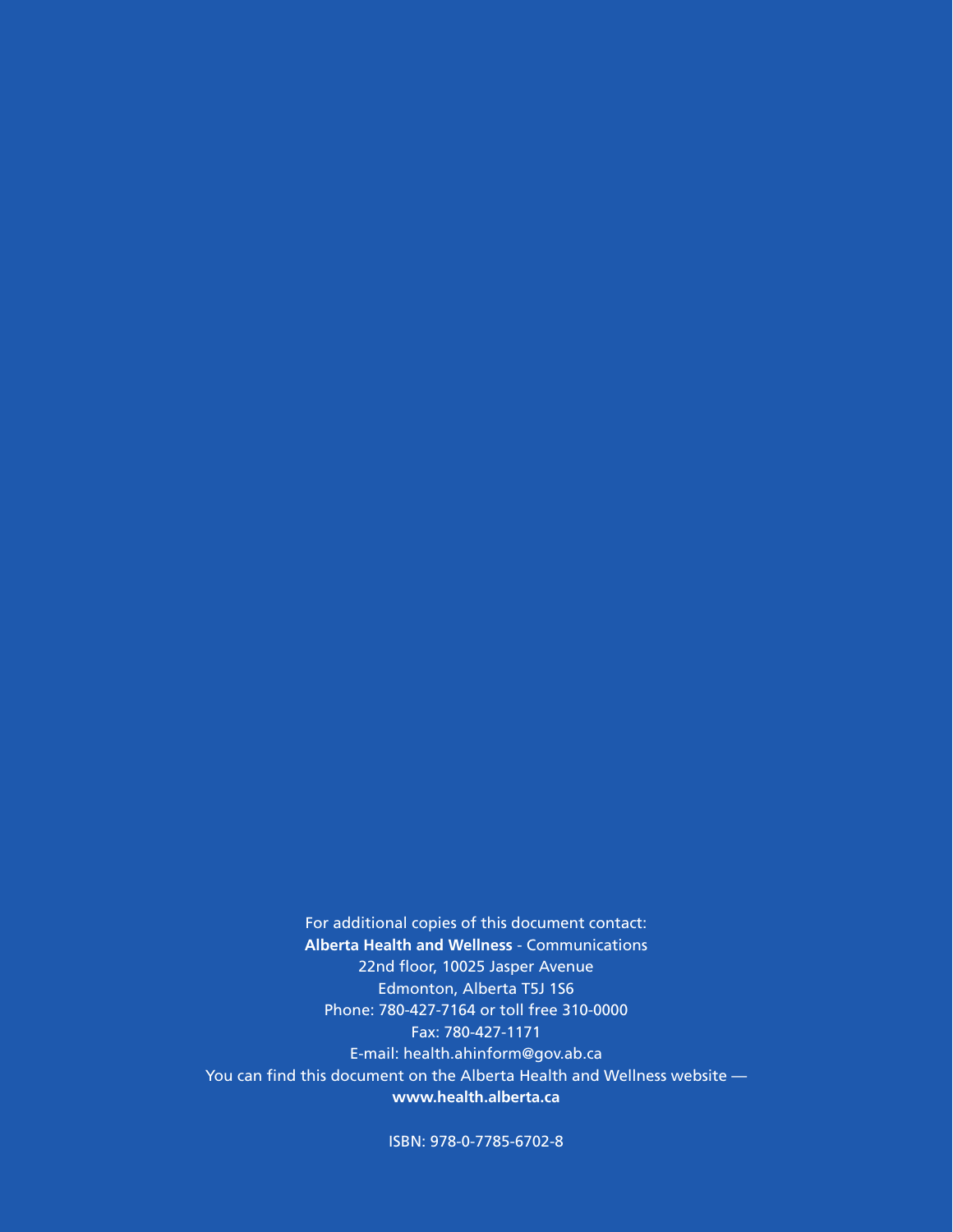For additional copies of this document contact:
**Alberta Health and Wellness** - Communications
22nd floor, 10025 Jasper Avenue
Edmonton, Alberta T5J 1S6
Phone: 780-427-7164 or toll free 310-0000
Fax: 780-427-1171
E-mail: health.ahinform@gov.ab.ca
You can find this document on the Alberta Health and Wellness website —
**www.health.alberta.ca**

ISBN: 978-0-7785-6702-8